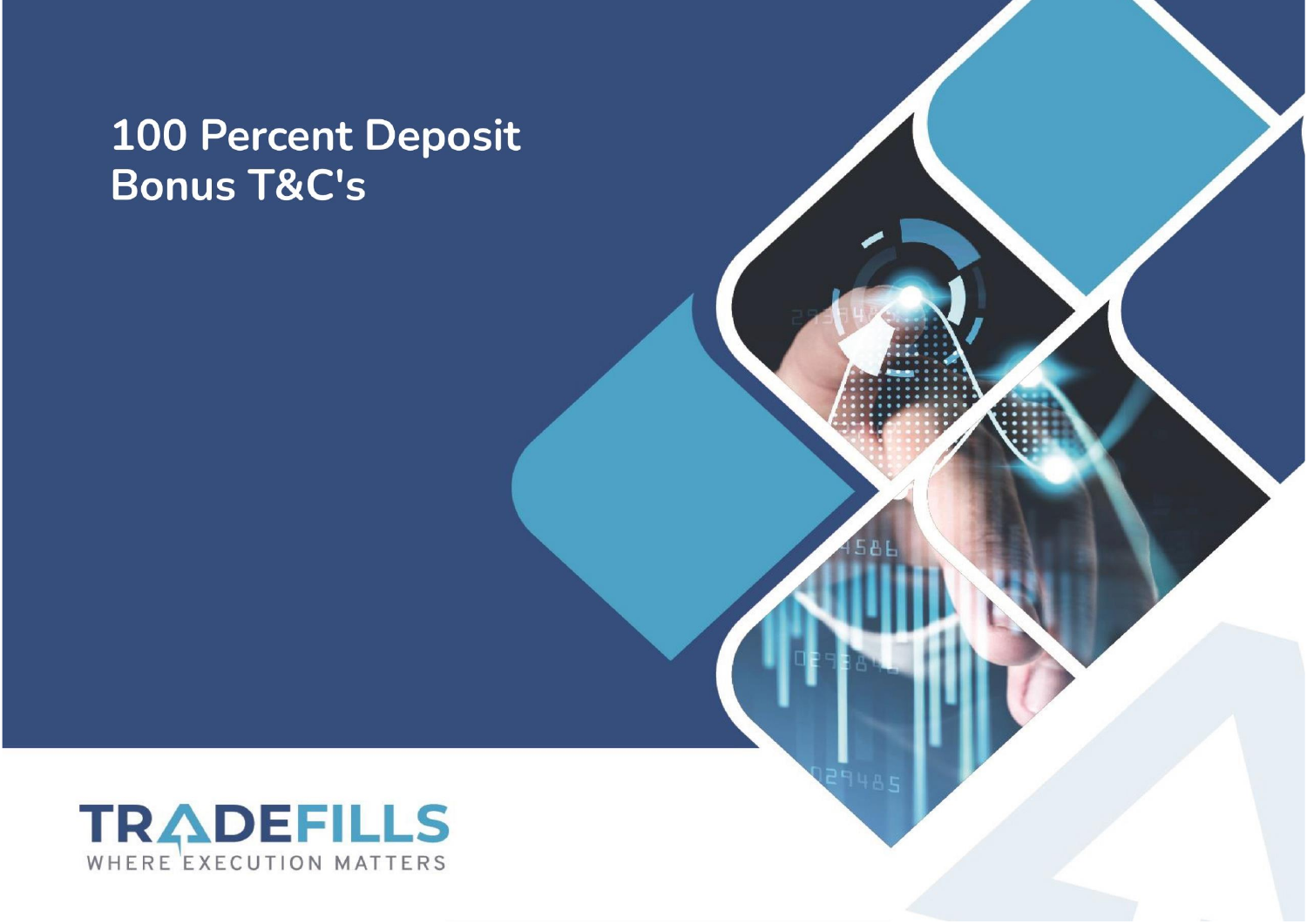# 100 Percent Deposit Bonus T&C's

TRADEFILLS

WHERE EXECUTION MATTERS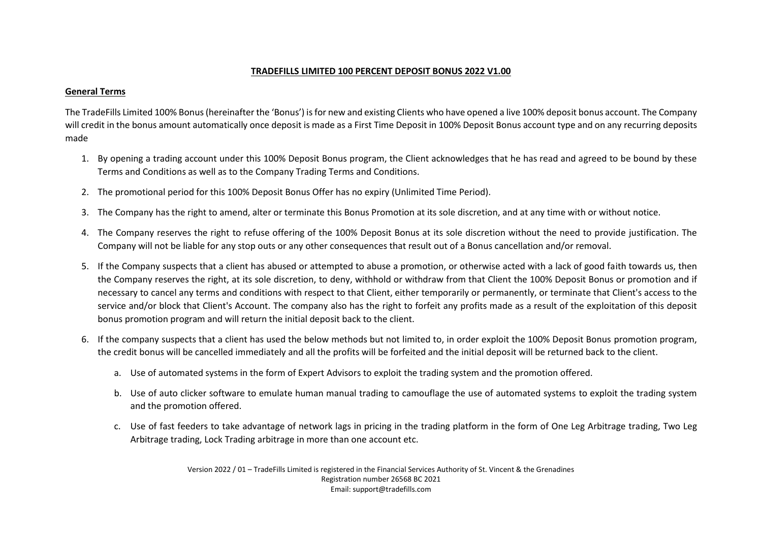**TRADEFILLS LIMITED 100 PERCENT DEPOSIT BONUS 2022 V1.00**

**General Terms**

The TradeFills Limited 100% Bonus (hereinafter the 'Bonus') is for new and existing Clients who have opened a live 100% deposit bonus account. The Company will credit in the bonus amount automatically once deposit is made as a First Time Deposit in 100% Deposit Bonus account type and on any recurring deposits made

1. By opening a trading account under this 100% Deposit Bonus program, the Client acknowledges that he has read and agreed to be bound by these Terms and Conditions as well as to the Company Trading Terms and Conditions.
2. The promotional period for this 100% Deposit Bonus Offer has no expiry (Unlimited Time Period).
3. The Company has the right to amend, alter or terminate this Bonus Promotion at its sole discretion, and at any time with or without notice.
4. The Company reserves the right to refuse offering of the 100% Deposit Bonus at its sole discretion without the need to provide justification. The Company will not be liable for any stop outs or any other consequences that result out of a Bonus cancellation and/or removal.
5. If the Company suspects that a client has abused or attempted to abuse a promotion, or otherwise acted with a lack of good faith towards us, then the Company reserves the right, at its sole discretion, to deny, withhold or withdraw from that Client the 100% Deposit Bonus or promotion and if necessary to cancel any terms and conditions with respect to that Client, either temporarily or permanently, or terminate that Client's access to the service and/or block that Client's Account. The company also has the right to forfeit any profits made as a result of the exploitation of this deposit bonus promotion program and will return the initial deposit back to the client.
6. If the company suspects that a client has used the below methods but not limited to, in order exploit the 100% Deposit Bonus promotion program, the credit bonus will be cancelled immediately and all the profits will be forfeited and the initial deposit will be returned back to the client.
    a. Use of automated systems in the form of Expert Advisors to exploit the trading system and the promotion offered.
    b. Use of auto clicker software to emulate human manual trading to camouflage the use of automated systems to exploit the trading system and the promotion offered.
    c. Use of fast feeders to take advantage of network lags in pricing in the trading platform in the form of One Leg Arbitrage trading, Two Leg Arbitrage trading, Lock Trading arbitrage in more than one account etc.

Version 2022 / 01 – TradeFills Limited is registered in the Financial Services Authority of St. Vincent & the Grenadines
Registration number 26568 BC 2021
Email: support@tradefills.com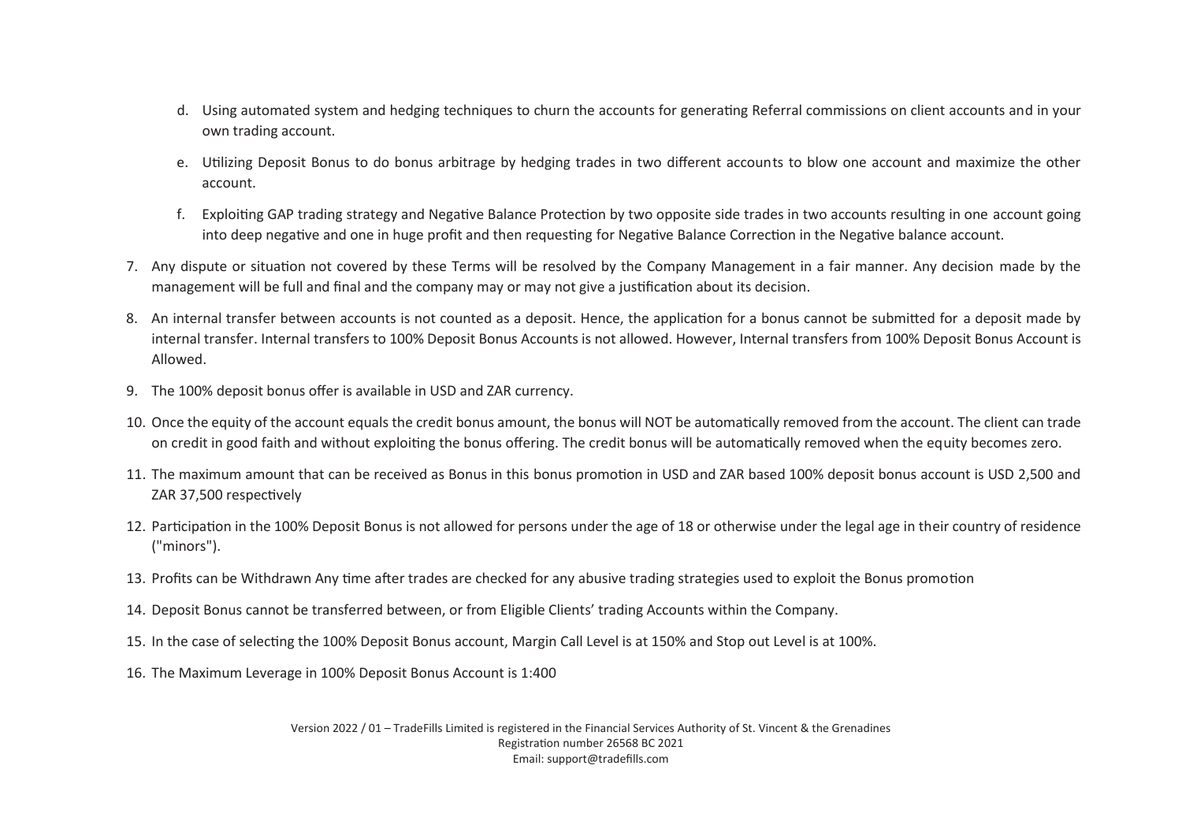d. Using automated system and hedging techniques to churn the accounts for generating Referral commissions on client accounts and in your own trading account.

   e. Utilizing Deposit Bonus to do bonus arbitrage by hedging trades in two different accounts to blow one account and maximize the other account.

   f. Exploiting GAP trading strategy and Negative Balance Protection by two opposite side trades in two accounts resulting in one account going into deep negative and one in huge profit and then requesting for Negative Balance Correction in the Negative balance account.

7. Any dispute or situation not covered by these Terms will be resolved by the Company Management in a fair manner. Any decision made by the management will be full and final and the company may or may not give a justification about its decision.
8. An internal transfer between accounts is not counted as a deposit. Hence, the application for a bonus cannot be submitted for a deposit made by internal transfer. Internal transfers to 100% Deposit Bonus Accounts is not allowed. However, Internal transfers from 100% Deposit Bonus Account is Allowed.
9. The 100% deposit bonus offer is available in USD and ZAR currency.
10. Once the equity of the account equals the credit bonus amount, the bonus will NOT be automatically removed from the account. The client can trade on credit in good faith and without exploiting the bonus offering. The credit bonus will be automatically removed when the equity becomes zero.
11. The maximum amount that can be received as Bonus in this bonus promotion in USD and ZAR based 100% deposit bonus account is USD 2,500 and ZAR 37,500 respectively
12. Participation in the 100% Deposit Bonus is not allowed for persons under the age of 18 or otherwise under the legal age in their country of residence ("minors").
13. Profits can be Withdrawn Any time after trades are checked for any abusive trading strategies used to exploit the Bonus promotion
14. Deposit Bonus cannot be transferred between, or from Eligible Clients' trading Accounts within the Company.
15. In the case of selecting the 100% Deposit Bonus account, Margin Call Level is at 150% and Stop out Level is at 100%.
16. The Maximum Leverage in 100% Deposit Bonus Account is 1:400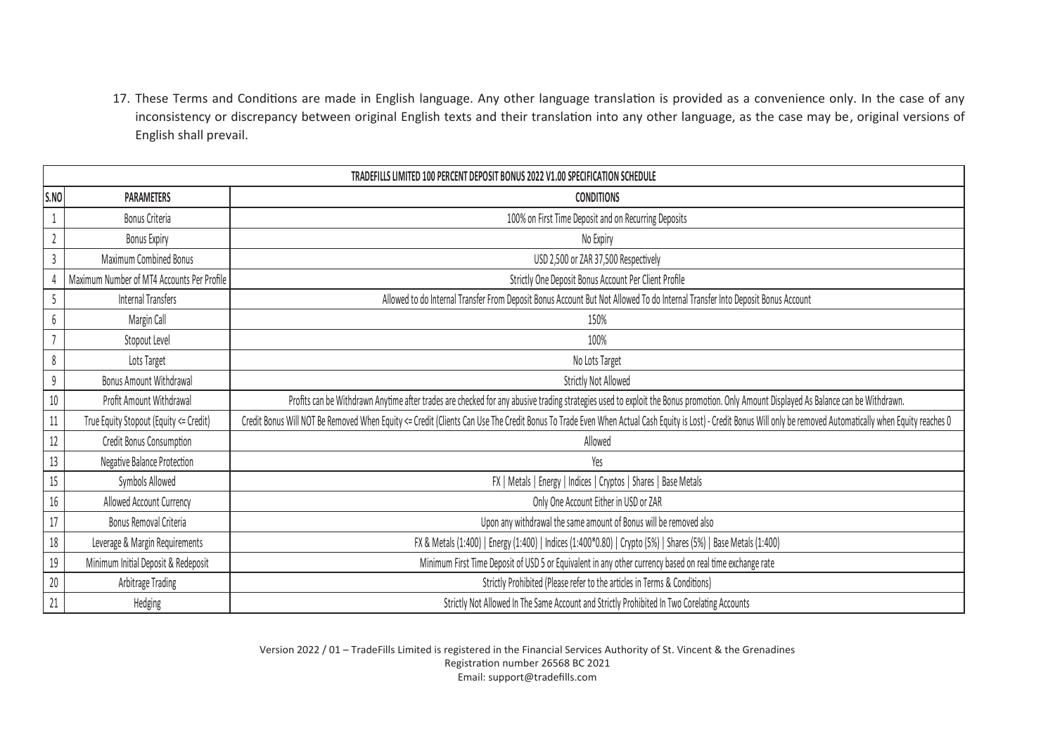17. These Terms and Conditions are made in English language. Any other language translation is provided as a convenience only. In the case of any inconsistency or discrepancy between original English texts and their translation into any other language, as the case may be, original versions of English shall prevail.

| TRADEFILLS LIMITED 100 PERCENT DEPOSIT BONUS 2022 V1.00 SPECIFICATION SCHEDULE | | |
|---|---|---|
| S.NO | PARAMETERS | CONDITIONS |
| 1 | Bonus Criteria | 100% on First Time Deposit and on Recurring Deposits |
| 2 | Bonus Expiry | No Expiry |
| 3 | Maximum Combined Bonus | USD 2,500 or ZAR 37,500 Respectively |
| 4 | Maximum Number of MT4 Accounts Per Profile | Strictly One Deposit Bonus Account Per Client Profile |
| 5 | Internal Transfers | Allowed to do Internal Transfer From Deposit Bonus Account But Not Allowed To do Internal Transfer Into Deposit Bonus Account |
| 6 | Margin Call | 150% |
| 7 | Stopout Level | 100% |
| 8 | Lots Target | No Lots Target |
| 9 | Bonus Amount Withdrawal | Strictly Not Allowed |
| 10 | Profit Amount Withdrawal | Profits can be Withdrawn Anytime after trades are checked for any abusive trading strategies used to exploit the Bonus promotion. Only Amount Displayed As Balance can be Withdrawn. |
| 11 | True Equity Stopout (Equity <= Credit) | Credit Bonus Will NOT Be Removed When Equity <= Credit (Clients Can Use The Credit Bonus To Trade Even When Actual Cash Equity is Lost) - Credit Bonus Will only be removed Automatically when Equity reaches 0 |
| 12 | Credit Bonus Consumption | Allowed |
| 13 | Negative Balance Protection | Yes |
| 15 | Symbols Allowed | FX \| Metals \| Energy \| Indices \| Cryptos \| Shares \| Base Metals |
| 16 | Allowed Account Currency | Only One Account Either in USD or ZAR |
| 17 | Bonus Removal Criteria | Upon any withdrawal the same amount of Bonus will be removed also |
| 18 | Leverage & Margin Requirements | FX & Metals (1:400) \| Energy (1:400) \| Indices (1:400*0.80) \| Crypto (5%) \| Shares (5%) \| Base Metals (1:400) |
| 19 | Minimum Initial Deposit & Redeposit | Minimum First Time Deposit of USD 5 or Equivalent in any other currency based on real time exchange rate |
| 20 | Arbitrage Trading | Strictly Prohibited (Please refer to the articles in Terms & Conditions) |
| 21 | Hedging | Strictly Not Allowed In The Same Account and Strictly Prohibited In Two Corelating Accounts |

Version 2022 / 01 – TradeFills Limited is registered in the Financial Services Authority of St. Vincent & the Grenadines
Registration number 26568 BC 2021
Email: support@tradefills.com